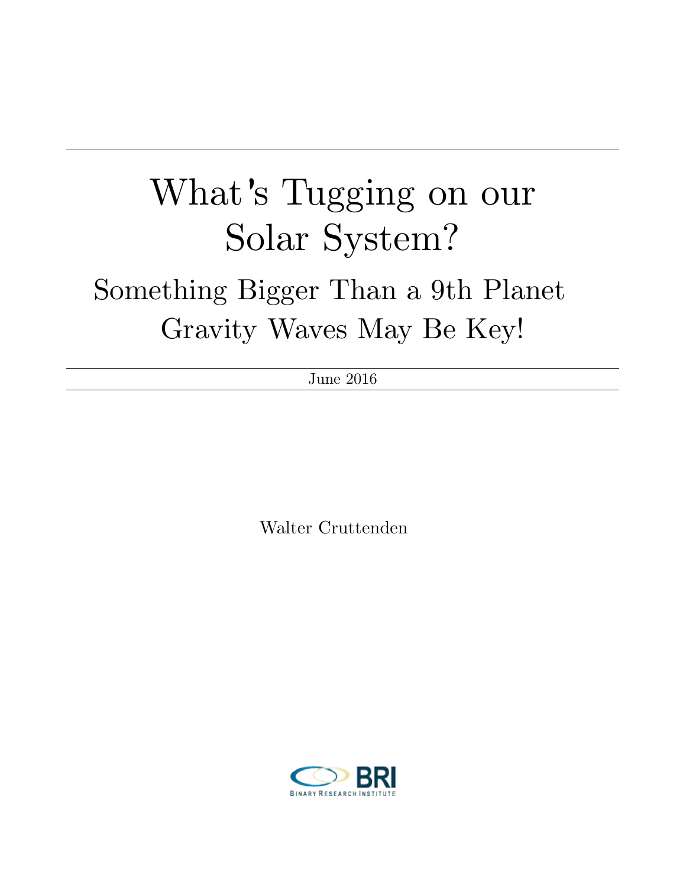# What's Tugging on our Solar System?

## Something Bigger Than a 9th Planet
## Gravity Waves May Be Key!

June 2016

Walter Cruttenden

BRI
BINARY RESEARCH INSTITUTE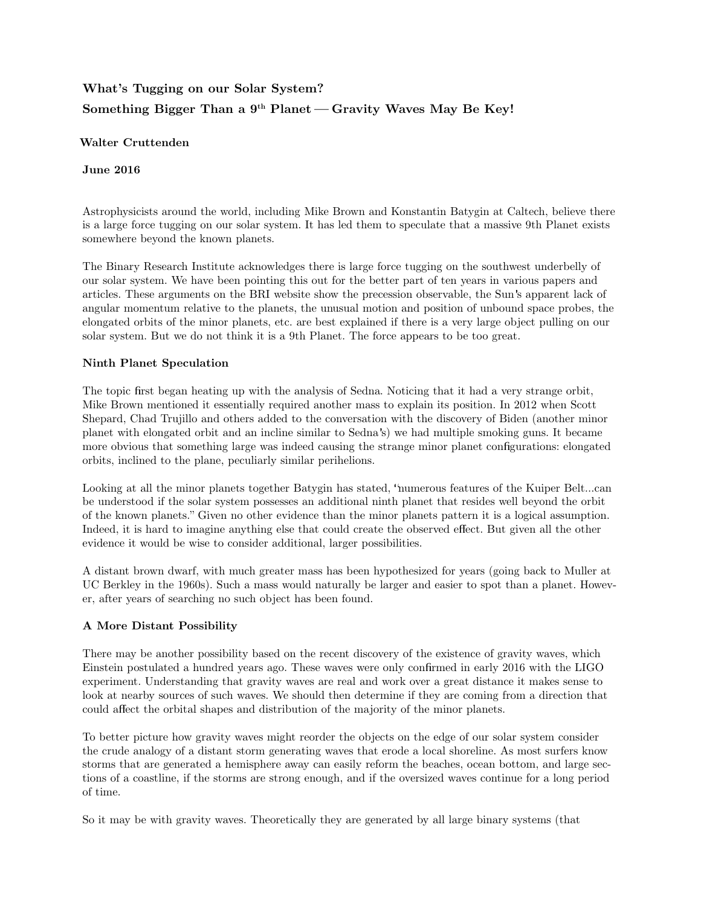**What's Tugging on our Solar System?**

**Something Bigger Than a 9th Planet — Gravity Waves May Be Key!**

**Walter Cruttenden**

**June 2016**

Astrophysicists around the world, including Mike Brown and Konstantin Batygin at Caltech, believe there is a large force tugging on our solar system. It has led them to speculate that a massive 9th Planet exists somewhere beyond the known planets.

The Binary Research Institute acknowledges there is large force tugging on the southwest underbelly of our solar system. We have been pointing this out for the better part of ten years in various papers and articles. These arguments on the BRI website show the precession observable, the Sun's apparent lack of angular momentum relative to the planets, the unusual motion and position of unbound space probes, the elongated orbits of the minor planets, etc. are best explained if there is a very large object pulling on our solar system. But we do not think it is a 9th Planet. The force appears to be too great.

**Ninth Planet Speculation**

The topic first began heating up with the analysis of Sedna. Noticing that it had a very strange orbit, Mike Brown mentioned it essentially required another mass to explain its position. In 2012 when Scott Shepard, Chad Trujillo and others added to the conversation with the discovery of Biden (another minor planet with elongated orbit and an incline similar to Sedna's) we had multiple smoking guns. It became more obvious that something large was indeed causing the strange minor planet configurations: elongated orbits, inclined to the plane, peculiarly similar perihelions.

Looking at all the minor planets together Batygin has stated, "numerous features of the Kuiper Belt...can be understood if the solar system possesses an additional ninth planet that resides well beyond the orbit of the known planets." Given no other evidence than the minor planets pattern it is a logical assumption. Indeed, it is hard to imagine anything else that could create the observed effect. But given all the other evidence it would be wise to consider additional, larger possibilities.

A distant brown dwarf, with much greater mass has been hypothesized for years (going back to Muller at UC Berkley in the 1960s). Such a mass would naturally be larger and easier to spot than a planet. However, after years of searching no such object has been found.

**A More Distant Possibility**

There may be another possibility based on the recent discovery of the existence of gravity waves, which Einstein postulated a hundred years ago. These waves were only confirmed in early 2016 with the LIGO experiment. Understanding that gravity waves are real and work over a great distance it makes sense to look at nearby sources of such waves. We should then determine if they are coming from a direction that could affect the orbital shapes and distribution of the majority of the minor planets.

To better picture how gravity waves might reorder the objects on the edge of our solar system consider the crude analogy of a distant storm generating waves that erode a local shoreline. As most surfers know storms that are generated a hemisphere away can easily reform the beaches, ocean bottom, and large sections of a coastline, if the storms are strong enough, and if the oversized waves continue for a long period of time.

So it may be with gravity waves. Theoretically they are generated by all large binary systems (that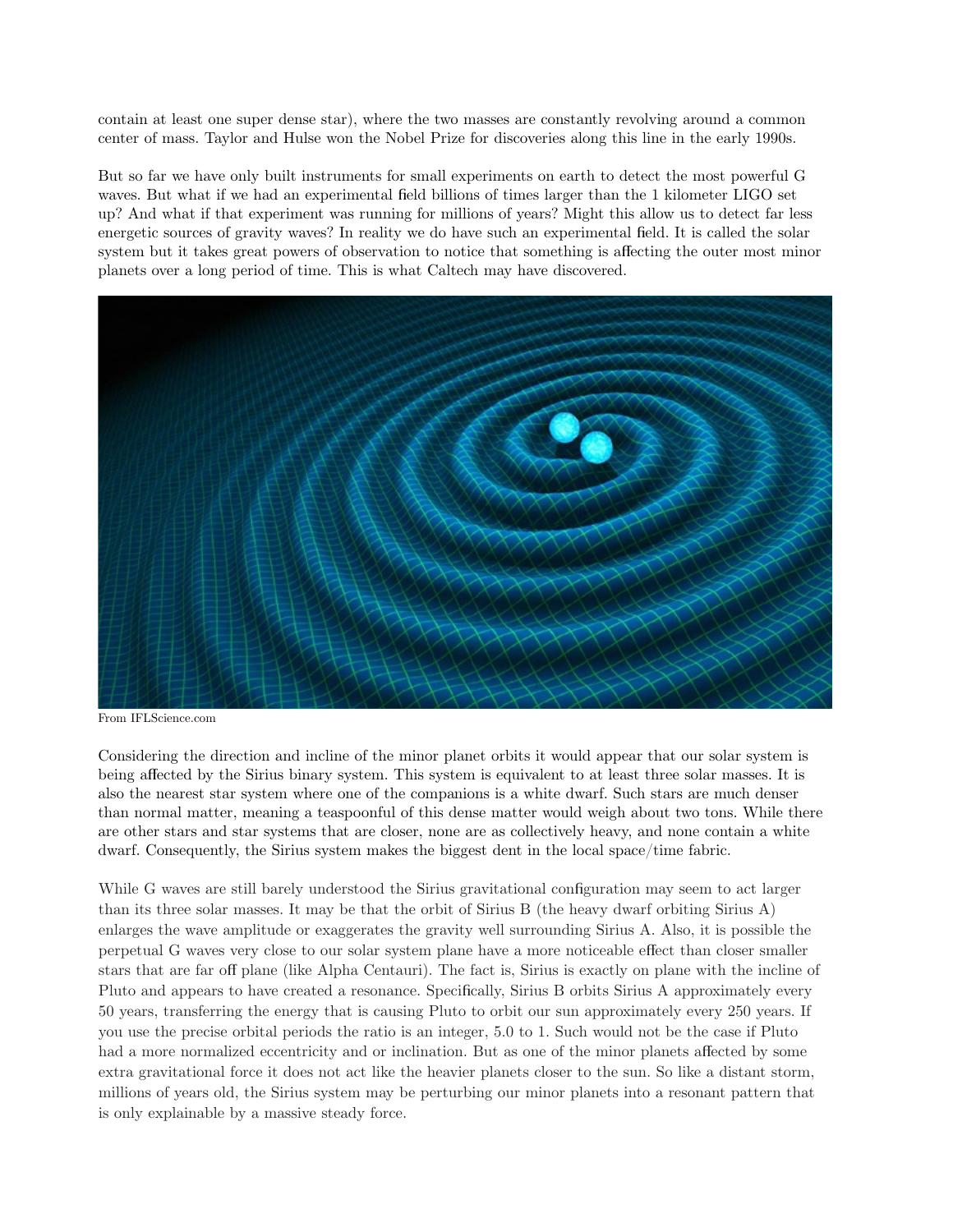contain at least one super dense star), where the two masses are constantly revolving around a common center of mass. Taylor and Hulse won the Nobel Prize for discoveries along this line in the early 1990s.

But so far we have only built instruments for small experiments on earth to detect the most powerful G waves. But what if we had an experimental field billions of times larger than the 1 kilometer LIGO set up? And what if that experiment was running for millions of years? Might this allow us to detect far less energetic sources of gravity waves? In reality we do have such an experimental field. It is called the solar system but it takes great powers of observation to notice that something is affecting the outer most minor planets over a long period of time. This is what Caltech may have discovered.

From IFLScience.com

Considering the direction and incline of the minor planet orbits it would appear that our solar system is being affected by the Sirius binary system. This system is equivalent to at least three solar masses. It is also the nearest star system where one of the companions is a white dwarf. Such stars are much denser than normal matter, meaning a teaspoonful of this dense matter would weigh about two tons. While there are other stars and star systems that are closer, none are as collectively heavy, and none contain a white dwarf. Consequently, the Sirius system makes the biggest dent in the local space/time fabric.

While G waves are still barely understood the Sirius gravitational configuration may seem to act larger than its three solar masses. It may be that the orbit of Sirius B (the heavy dwarf orbiting Sirius A) enlarges the wave amplitude or exaggerates the gravity well surrounding Sirius A. Also, it is possible the perpetual G waves very close to our solar system plane have a more noticeable effect than closer smaller stars that are far off plane (like Alpha Centauri). The fact is, Sirius is exactly on plane with the incline of Pluto and appears to have created a resonance. Specifically, Sirius B orbits Sirius A approximately every 50 years, transferring the energy that is causing Pluto to orbit our sun approximately every 250 years. If you use the precise orbital periods the ratio is an integer, 5.0 to 1. Such would not be the case if Pluto had a more normalized eccentricity and or inclination. But as one of the minor planets affected by some extra gravitational force it does not act like the heavier planets closer to the sun. So like a distant storm, millions of years old, the Sirius system may be perturbing our minor planets into a resonant pattern that is only explainable by a massive steady force.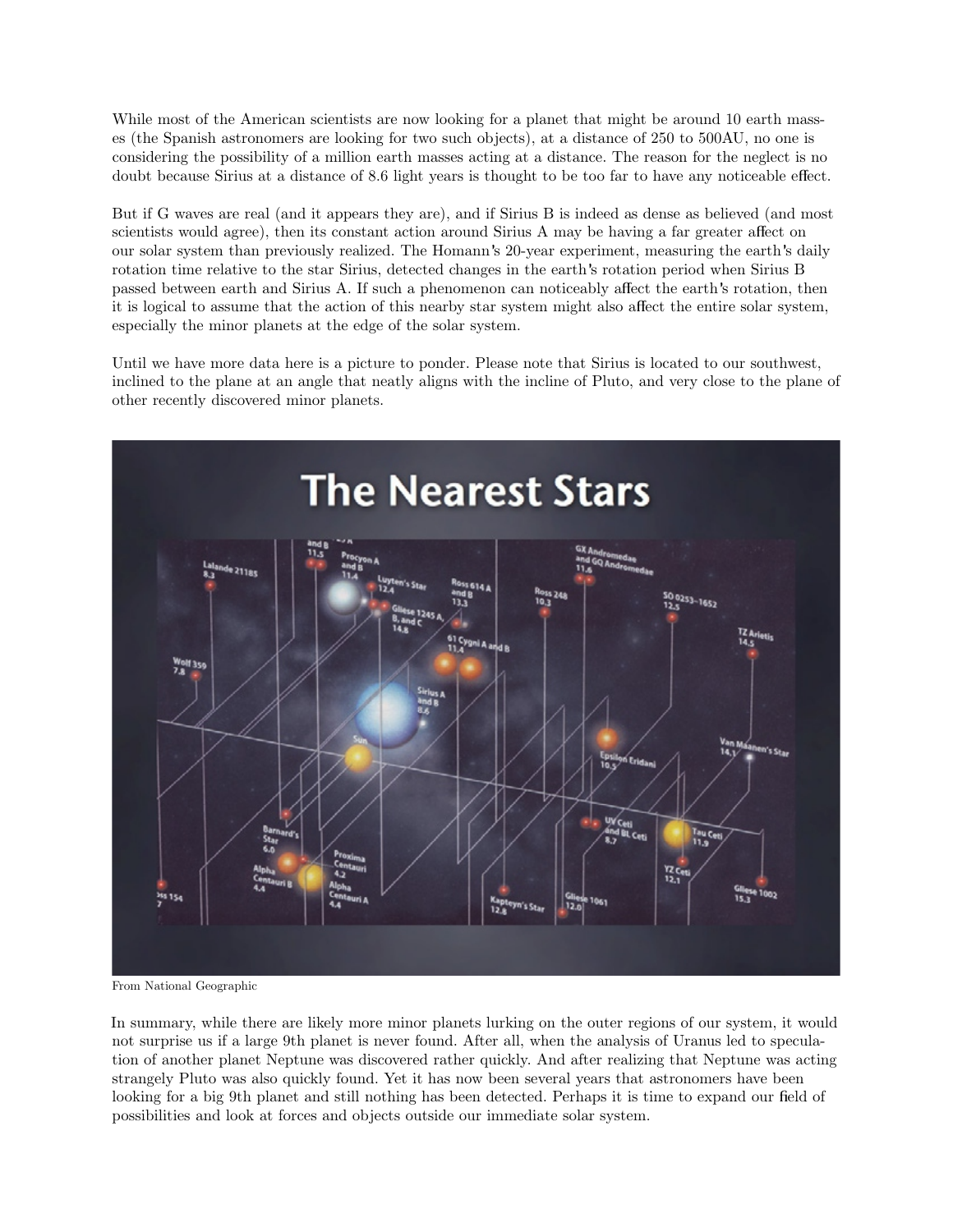While most of the American scientists are now looking for a planet that might be around 10 earth masses (the Spanish astronomers are looking for two such objects), at a distance of 250 to 500AU, no one is considering the possibility of a million earth masses acting at a distance. The reason for the neglect is no doubt because Sirius at a distance of 8.6 light years is thought to be too far to have any noticeable effect.

But if G waves are real (and it appears they are), and if Sirius B is indeed as dense as believed (and most scientists would agree), then its constant action around Sirius A may be having a far greater affect on our solar system than previously realized. The Homann's 20-year experiment, measuring the earth's daily rotation time relative to the star Sirius, detected changes in the earth's rotation period when Sirius B passed between earth and Sirius A. If such a phenomenon can noticeably affect the earth's rotation, then it is logical to assume that the action of this nearby star system might also affect the entire solar system, especially the minor planets at the edge of the solar system.

Until we have more data here is a picture to ponder. Please note that Sirius is located to our southwest, inclined to the plane at an angle that neatly aligns with the incline of Pluto, and very close to the plane of other recently discovered minor planets.

From National Geographic

In summary, while there are likely more minor planets lurking on the outer regions of our system, it would not surprise us if a large 9th planet is never found. After all, when the analysis of Uranus led to speculation of another planet Neptune was discovered rather quickly. And after realizing that Neptune was acting strangely Pluto was also quickly found. Yet it has now been several years that astronomers have been looking for a big 9th planet and still nothing has been detected. Perhaps it is time to expand our field of possibilities and look at forces and objects outside our immediate solar system.